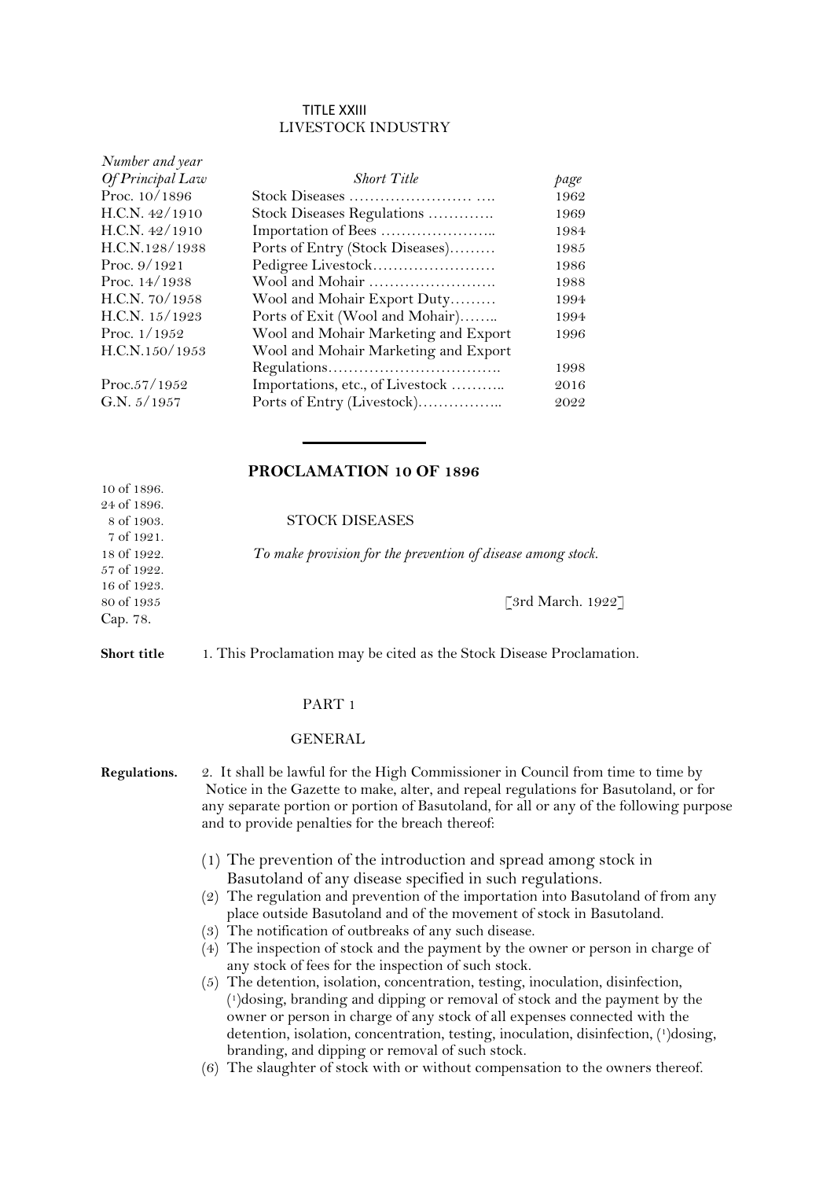TITLE XXIII
LIVESTOCK INDUSTRY

| *Number and year Of Principal Law* | *Short Title* | *page* |
|---|---|---|
| Proc. 10/1896 | Stock Diseases …………………… …. | 1962 |
| H.C.N. 42/1910 | Stock Diseases Regulations …………. | 1969 |
| H.C.N. 42/1910 | Importation of Bees ………………….. | 1984 |
| H.C.N.128/1938 | Ports of Entry (Stock Diseases)……… | 1985 |
| Proc. 9/1921 | Pedigree Livestock…………………… | 1986 |
| Proc. 14/1938 | Wool and Mohair ……………………. | 1988 |
| H.C.N. 70/1958 | Wool and Mohair Export Duty……… | 1994 |
| H.C.N. 15/1923 | Ports of Exit (Wool and Mohair)…….. | 1994 |
| Proc. 1/1952 | Wool and Mohair Marketing and Export | 1996 |
| H.C.N.150/1953 | Wool and Mohair Marketing and Export Regulations……………………………. | 1998 |
| Proc.57/1952 | Importations, etc., of Livestock ……….. | 2016 |
| G.N. 5/1957 | Ports of Entry (Livestock)…………….. | 2022 |

---

## PROCLAMATION 10 OF 1896

10 of 1896.
24 of 1896.
8 of 1903.
7 of 1921.
18 of 1922.
57 of 1922.
16 of 1923.
80 of 1935
Cap. 78.

STOCK DISEASES

*To make provision for the prevention of disease among stock.*

[3rd March. 1922]

**Short title** 1. This Proclamation may be cited as the Stock Disease Proclamation.

PART 1

GENERAL

**Regulations.** 2. It shall be lawful for the High Commissioner in Council from time to time by Notice in the Gazette to make, alter, and repeal regulations for Basutoland, or for any separate portion or portion of Basutoland, for all or any of the following purpose and to provide penalties for the breach thereof:

(1) The prevention of the introduction and spread among stock in Basutoland of any disease specified in such regulations.
(2) The regulation and prevention of the importation into Basutoland of from any place outside Basutoland and of the movement of stock in Basutoland.
(3) The notification of outbreaks of any such disease.
(4) The inspection of stock and the payment by the owner or person in charge of any stock of fees for the inspection of such stock.
(5) The detention, isolation, concentration, testing, inoculation, disinfection, [1]dosing, branding and dipping or removal of stock and the payment by the owner or person in charge of any stock of all expenses connected with the detention, isolation, concentration, testing, inoculation, disinfection, [1]dosing, branding, and dipping or removal of such stock.
(6) The slaughter of stock with or without compensation to the owners thereof.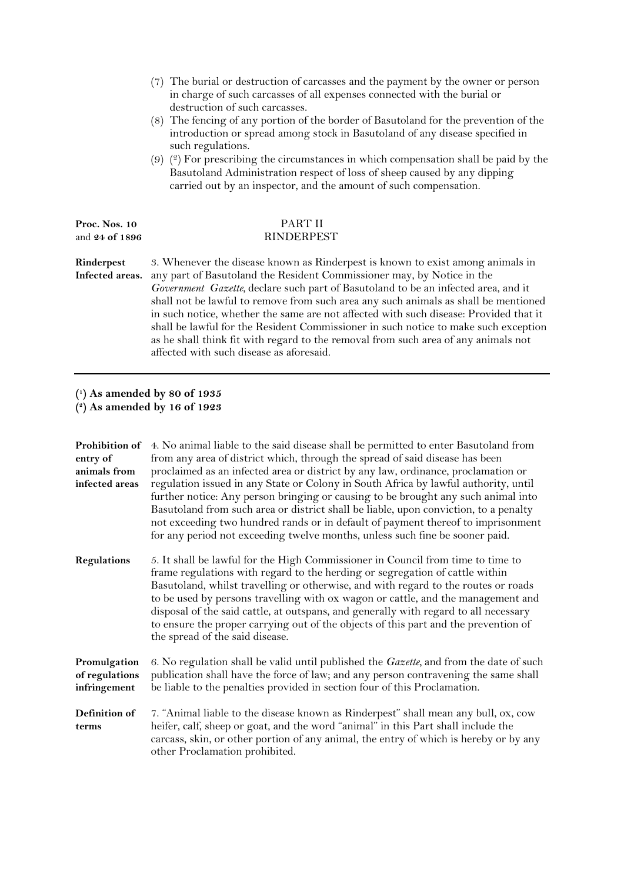(7) The burial or destruction of carcasses and the payment by the owner or person in charge of such carcasses of all expenses connected with the burial or destruction of such carcasses.

(8) The fencing of any portion of the border of Basutoland for the prevention of the introduction or spread among stock in Basutoland of any disease specified in such regulations.

(9) (2) For prescribing the circumstances in which compensation shall be paid by the Basutoland Administration respect of loss of sheep caused by any dipping carried out by an inspector, and the amount of such compensation.

**Proc. Nos. 10 and 24 of 1896**

## PART II
## RINDERPEST

**Rinderpest Infected areas.** 3. Whenever the disease known as Rinderpest is known to exist among animals in any part of Basutoland the Resident Commissioner may, by Notice in the *Government Gazette*, declare such part of Basutoland to be an infected area, and it shall not be lawful to remove from such area any such animals as shall be mentioned in such notice, whether the same are not affected with such disease: Provided that it shall be lawful for the Resident Commissioner in such notice to make such exception as he shall think fit with regard to the removal from such area of any animals not affected with such disease as aforesaid.

---

**(1) As amended by 80 of 1935**
**(2) As amended by 16 of 1923**

**Prohibition of entry of animals from infected areas** 4. No animal liable to the said disease shall be permitted to enter Basutoland from from any area of district which, through the spread of said disease has been proclaimed as an infected area or district by any law, ordinance, proclamation or regulation issued in any State or Colony in South Africa by lawful authority, until further notice: Any person bringing or causing to be brought any such animal into Basutoland from such area or district shall be liable, upon conviction, to a penalty not exceeding two hundred rands or in default of payment thereof to imprisonment for any period not exceeding twelve months, unless such fine be sooner paid.

**Regulations** 5. It shall be lawful for the High Commissioner in Council from time to time to frame regulations with regard to the herding or segregation of cattle within Basutoland, whilst travelling or otherwise, and with regard to the routes or roads to be used by persons travelling with ox wagon or cattle, and the management and disposal of the said cattle, at outspans, and generally with regard to all necessary to ensure the proper carrying out of the objects of this part and the prevention of the spread of the said disease.

**Promulgation of regulations infringement** 6. No regulation shall be valid until published the *Gazette*, and from the date of such publication shall have the force of law; and any person contravening the same shall be liable to the penalties provided in section four of this Proclamation.

**Definition of terms** 7. "Animal liable to the disease known as Rinderpest" shall mean any bull, ox, cow heifer, calf, sheep or goat, and the word "animal" in this Part shall include the carcass, skin, or other portion of any animal, the entry of which is hereby or by any other Proclamation prohibited.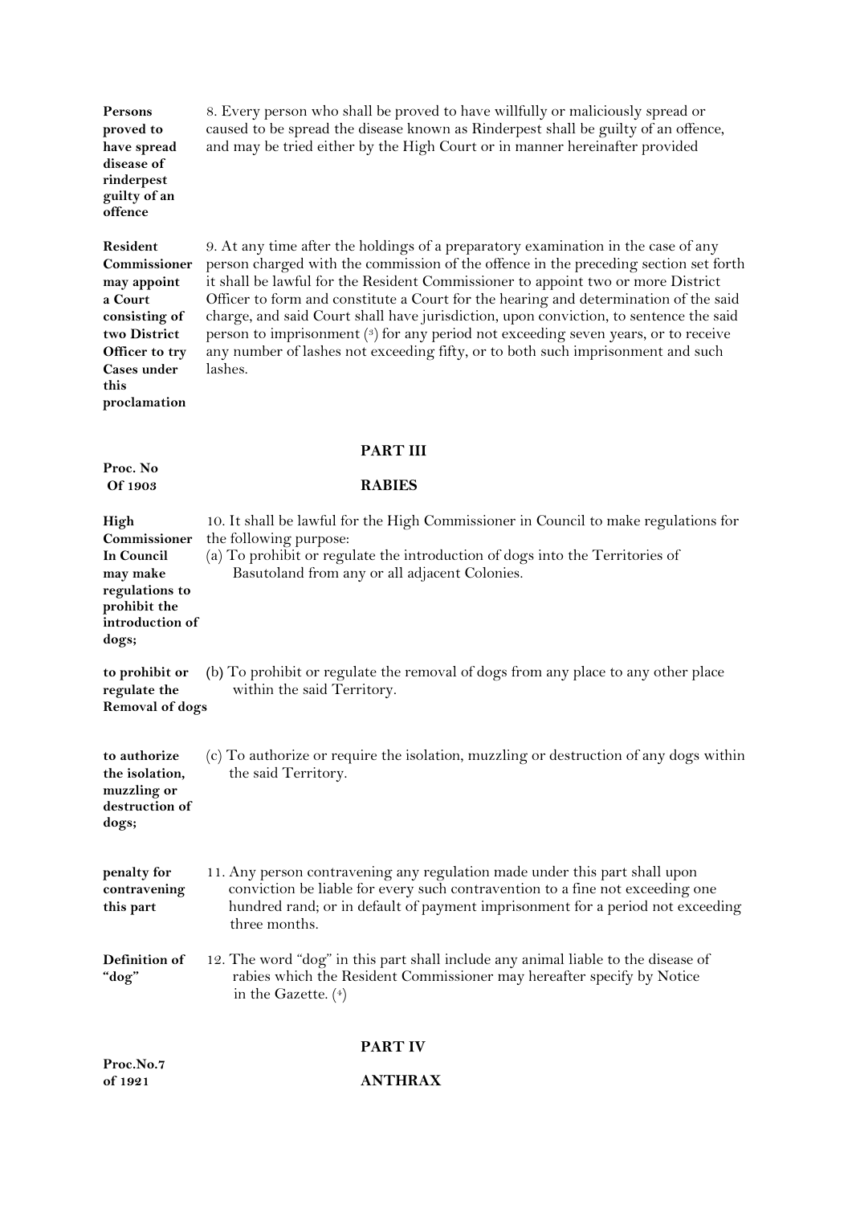**Persons proved to have spread disease of rinderpest guilty of an offence**

8. Every person who shall be proved to have willfully or maliciously spread or caused to be spread the disease known as Rinderpest shall be guilty of an offence, and may be tried either by the High Court or in manner hereinafter provided

**Resident Commissioner may appoint a Court consisting of two District Officer to try Cases under this proclamation**

9. At any time after the holdings of a preparatory examination in the case of any person charged with the commission of the offence in the preceding section set forth it shall be lawful for the Resident Commissioner to appoint two or more District Officer to form and constitute a Court for the hearing and determination of the said charge, and said Court shall have jurisdiction, upon conviction, to sentence the said person to imprisonment [3] for any period not exceeding seven years, or to receive any number of lashes not exceeding fifty, or to both such imprisonment and such lashes.

## PART III

**Proc. No Of 1903**

## RABIES

**High Commissioner In Council may make regulations to prohibit the introduction of dogs;**

10. It shall be lawful for the High Commissioner in Council to make regulations for the following purpose:

(a) To prohibit or regulate the introduction of dogs into the Territories of Basutoland from any or all adjacent Colonies.

**to prohibit or regulate the Removal of dogs**

(b) To prohibit or regulate the removal of dogs from any place to any other place within the said Territory.

**to authorize the isolation, muzzling or destruction of dogs;**

(c) To authorize or require the isolation, muzzling or destruction of any dogs within the said Territory.

**penalty for contravening this part**

11. Any person contravening any regulation made under this part shall upon conviction be liable for every such contravention to a fine not exceeding one hundred rand; or in default of payment imprisonment for a period not exceeding three months.

**Definition of "dog"**

12. The word "dog" in this part shall include any animal liable to the disease of rabies which the Resident Commissioner may hereafter specify by Notice in the Gazette. [4]

## PART IV

**Proc.No.7 of 1921**

## ANTHRAX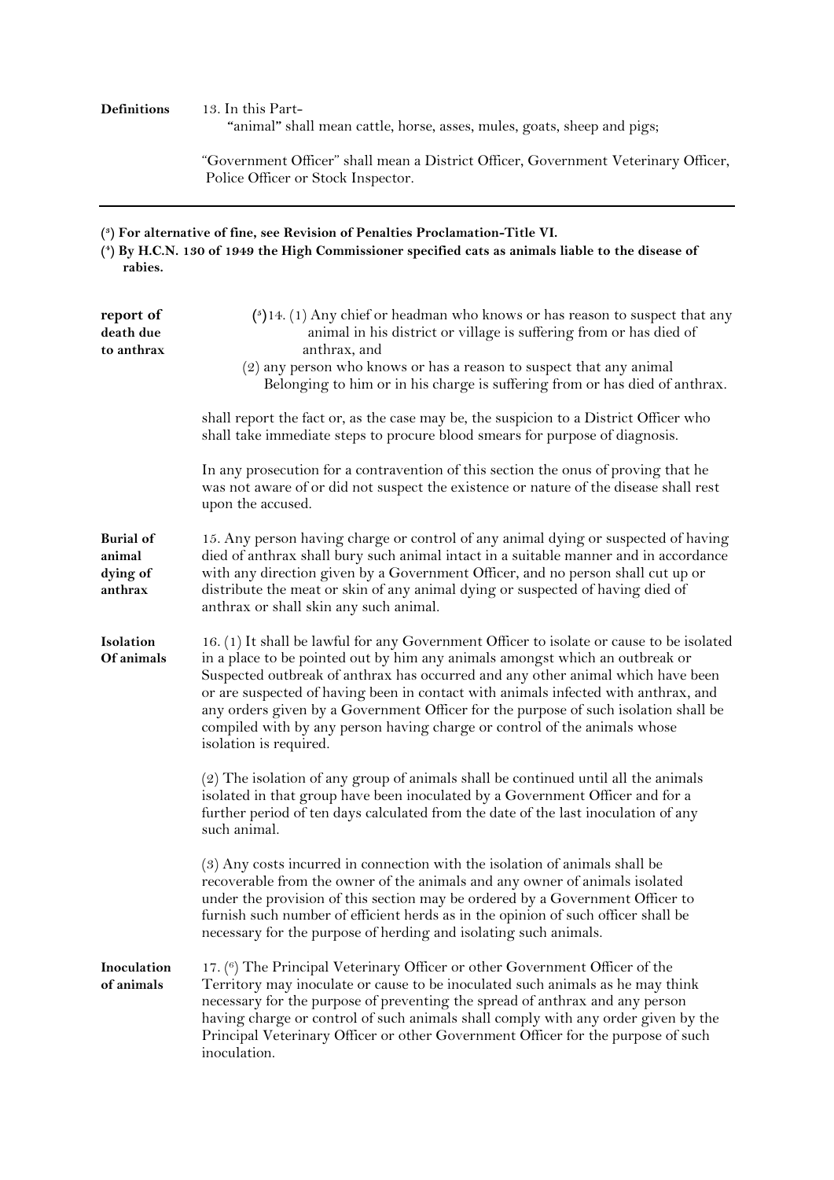**Definitions**

13. In this Part-

"animal" shall mean cattle, horse, asses, mules, goats, sheep and pigs;

"Government Officer" shall mean a District Officer, Government Veterinary Officer, Police Officer or Stock Inspector.

---

**([3]) For alternative of fine, see Revision of Penalties Proclamation-Title VI.**

**([4]) By H.C.N. 130 of 1949 the High Commissioner specified cats as animals liable to the disease of rabies.**

**report of death due to anthrax**

([5])14. (1) Any chief or headman who knows or has reason to suspect that any animal in his district or village is suffering from or has died of anthrax, and

(2) any person who knows or has a reason to suspect that any animal Belonging to him or in his charge is suffering from or has died of anthrax.

shall report the fact or, as the case may be, the suspicion to a District Officer who shall take immediate steps to procure blood smears for purpose of diagnosis.

In any prosecution for a contravention of this section the onus of proving that he was not aware of or did not suspect the existence or nature of the disease shall rest upon the accused.

**Burial of animal dying of anthrax**

15. Any person having charge or control of any animal dying or suspected of having died of anthrax shall bury such animal intact in a suitable manner and in accordance with any direction given by a Government Officer, and no person shall cut up or distribute the meat or skin of any animal dying or suspected of having died of anthrax or shall skin any such animal.

**Isolation Of animals**

16. (1) It shall be lawful for any Government Officer to isolate or cause to be isolated in a place to be pointed out by him any animals amongst which an outbreak or Suspected outbreak of anthrax has occurred and any other animal which have been or are suspected of having been in contact with animals infected with anthrax, and any orders given by a Government Officer for the purpose of such isolation shall be compiled with by any person having charge or control of the animals whose isolation is required.

(2) The isolation of any group of animals shall be continued until all the animals isolated in that group have been inoculated by a Government Officer and for a further period of ten days calculated from the date of the last inoculation of any such animal.

(3) Any costs incurred in connection with the isolation of animals shall be recoverable from the owner of the animals and any owner of animals isolated under the provision of this section may be ordered by a Government Officer to furnish such number of efficient herds as in the opinion of such officer shall be necessary for the purpose of herding and isolating such animals.

**Inoculation of animals**

17. ([6]) The Principal Veterinary Officer or other Government Officer of the Territory may inoculate or cause to be inoculated such animals as he may think necessary for the purpose of preventing the spread of anthrax and any person having charge or control of such animals shall comply with any order given by the Principal Veterinary Officer or other Government Officer for the purpose of such inoculation.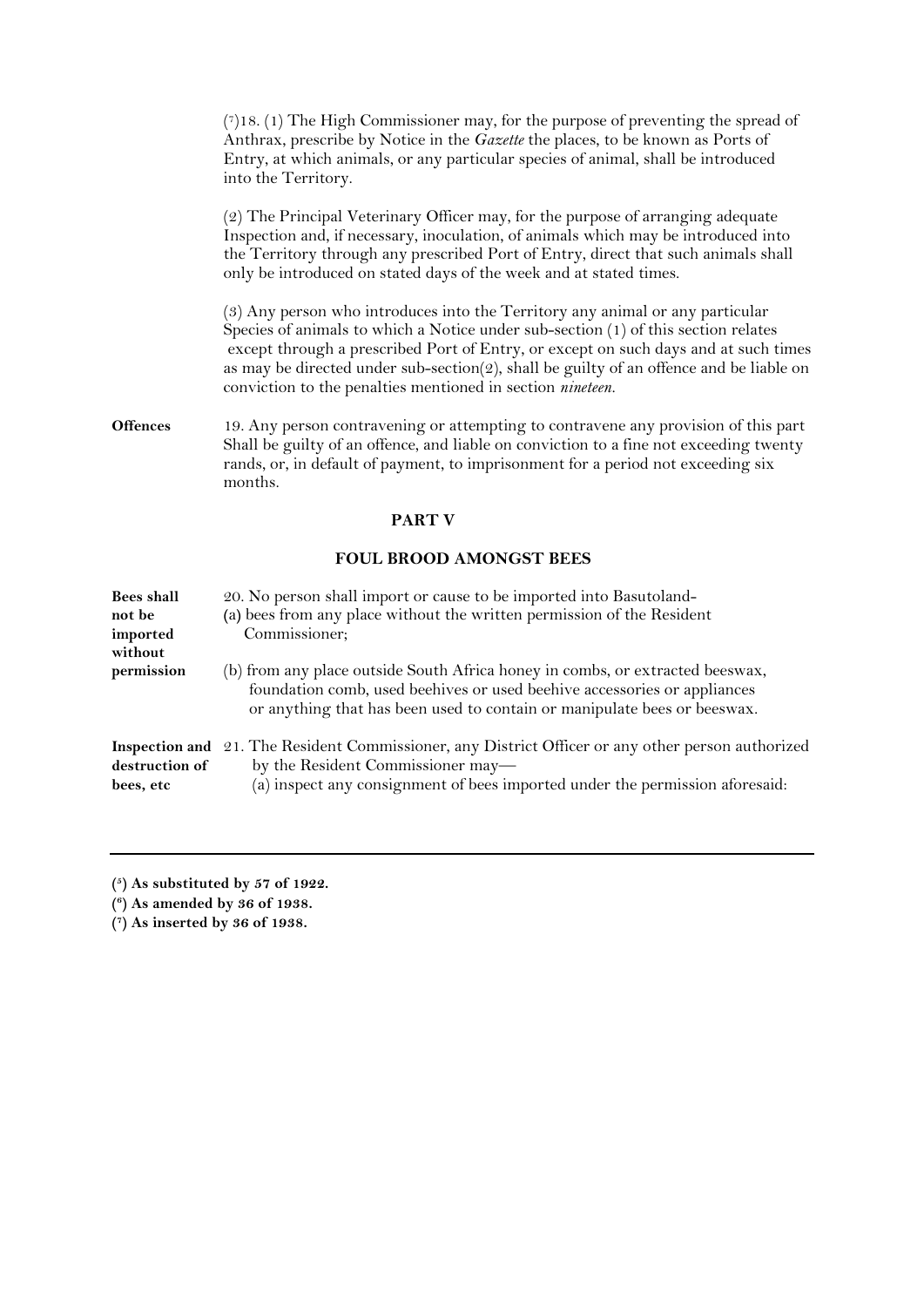[7]18. (1) The High Commissioner may, for the purpose of preventing the spread of Anthrax, prescribe by Notice in the *Gazette* the places, to be known as Ports of Entry, at which animals, or any particular species of animal, shall be introduced into the Territory.

(2) The Principal Veterinary Officer may, for the purpose of arranging adequate Inspection and, if necessary, inoculation, of animals which may be introduced into the Territory through any prescribed Port of Entry, direct that such animals shall only be introduced on stated days of the week and at stated times.

(3) Any person who introduces into the Territory any animal or any particular Species of animals to which a Notice under sub-section (1) of this section relates except through a prescribed Port of Entry, or except on such days and at such times as may be directed under sub-section(2), shall be guilty of an offence and be liable on conviction to the penalties mentioned in section *nineteen.*

**Offences**

19. Any person contravening or attempting to contravene any provision of this part Shall be guilty of an offence, and liable on conviction to a fine not exceeding twenty rands, or, in default of payment, to imprisonment for a period not exceeding six months.

## PART V

## FOUL BROOD AMONGST BEES

**Bees shall not be imported without permission**

20. No person shall import or cause to be imported into Basutoland-

(a) bees from any place without the written permission of the Resident Commissioner;

(b) from any place outside South Africa honey in combs, or extracted beeswax, foundation comb, used beehives or used beehive accessories or appliances or anything that has been used to contain or manipulate bees or beeswax.

**Inspection and destruction of bees, etc**

21. The Resident Commissioner, any District Officer or any other person authorized by the Resident Commissioner may—

(a) inspect any consignment of bees imported under the permission aforesaid:

---

**[5] As substituted by 57 of 1922.**

**[6] As amended by 36 of 1938.**

**[7] As inserted by 36 of 1938.**